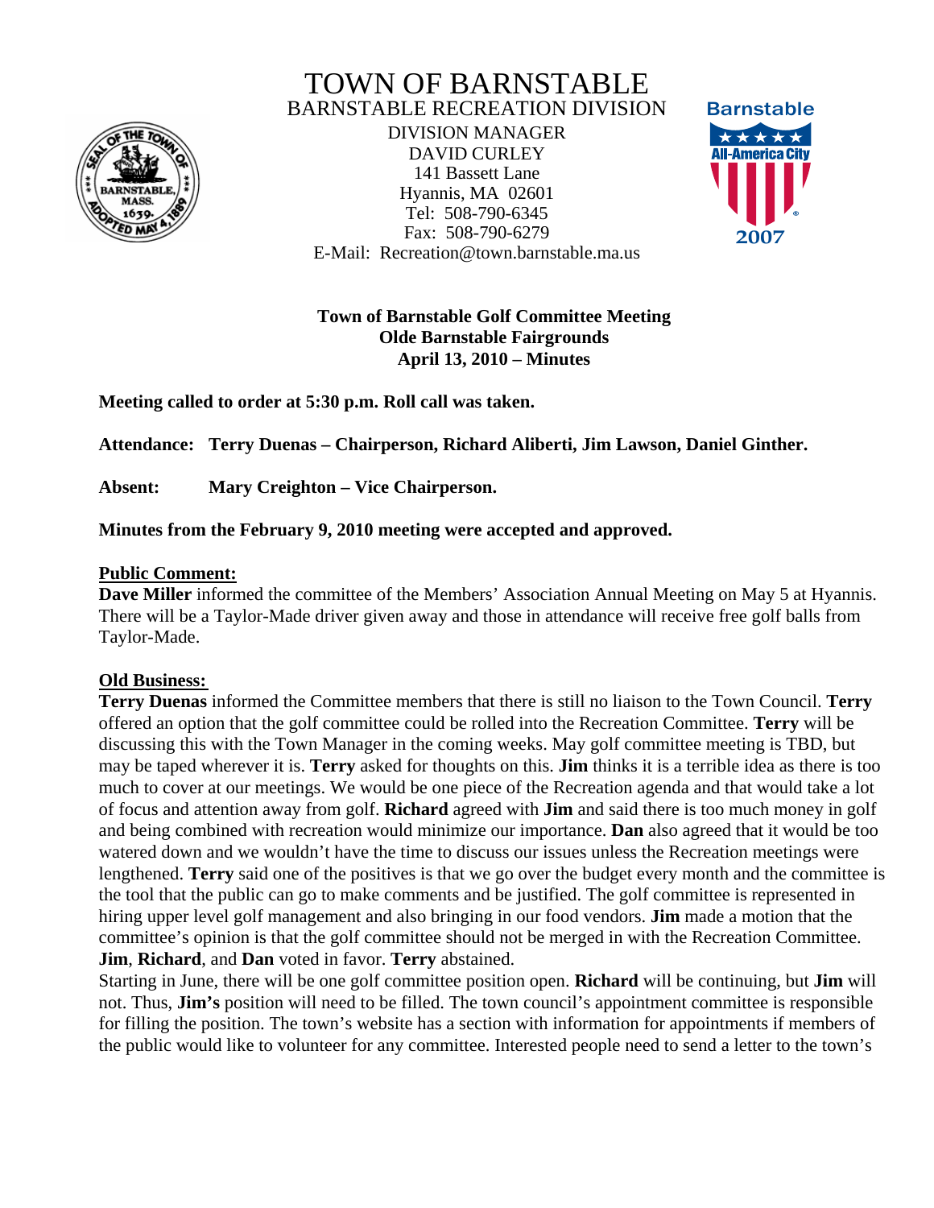# TOWN OF BARNSTABLE

## BARNSTABLE RECREATION DIVISION

DIVISION MANAGER
DAVID CURLEY
141 Bassett Lane
Hyannis, MA 02601
Tel: 508-790-6345
Fax: 508-790-6279
E-Mail: Recreation@town.barnstable.ma.us

**Town of Barnstable Golf Committee Meeting**
**Olde Barnstable Fairgrounds**
**April 13, 2010 – Minutes**

**Meeting called to order at 5:30 p.m. Roll call was taken.**

**Attendance: Terry Duenas – Chairperson, Richard Aliberti, Jim Lawson, Daniel Ginther.**

**Absent: Mary Creighton – Vice Chairperson.**

**Minutes from the February 9, 2010 meeting were accepted and approved.**

**Public Comment:**

**Dave Miller** informed the committee of the Members' Association Annual Meeting on May 5 at Hyannis. There will be a Taylor-Made driver given away and those in attendance will receive free golf balls from Taylor-Made.

**Old Business:**

**Terry Duenas** informed the Committee members that there is still no liaison to the Town Council. **Terry** offered an option that the golf committee could be rolled into the Recreation Committee. **Terry** will be discussing this with the Town Manager in the coming weeks. May golf committee meeting is TBD, but may be taped wherever it is. **Terry** asked for thoughts on this. **Jim** thinks it is a terrible idea as there is too much to cover at our meetings. We would be one piece of the Recreation agenda and that would take a lot of focus and attention away from golf. **Richard** agreed with **Jim** and said there is too much money in golf and being combined with recreation would minimize our importance. **Dan** also agreed that it would be too watered down and we wouldn't have the time to discuss our issues unless the Recreation meetings were lengthened. **Terry** said one of the positives is that we go over the budget every month and the committee is the tool that the public can go to make comments and be justified. The golf committee is represented in hiring upper level golf management and also bringing in our food vendors. **Jim** made a motion that the committee's opinion is that the golf committee should not be merged in with the Recreation Committee. **Jim**, **Richard**, and **Dan** voted in favor. **Terry** abstained.

Starting in June, there will be one golf committee position open. **Richard** will be continuing, but **Jim** will not. Thus, **Jim's** position will need to be filled. The town council's appointment committee is responsible for filling the position. The town's website has a section with information for appointments if members of the public would like to volunteer for any committee. Interested people need to send a letter to the town's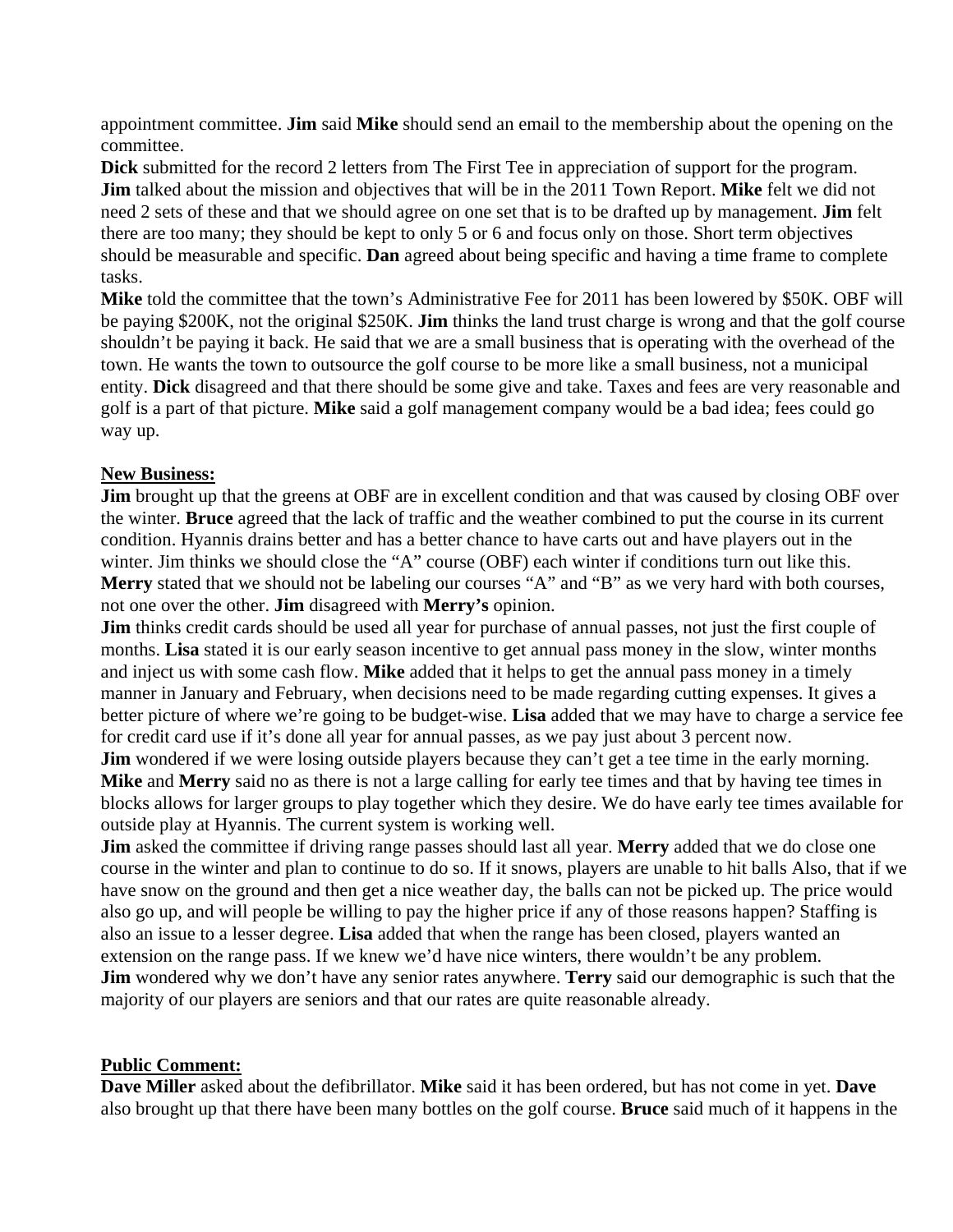appointment committee. **Jim** said **Mike** should send an email to the membership about the opening on the committee.

**Dick** submitted for the record 2 letters from The First Tee in appreciation of support for the program.

**Jim** talked about the mission and objectives that will be in the 2011 Town Report. **Mike** felt we did not need 2 sets of these and that we should agree on one set that is to be drafted up by management. **Jim** felt there are too many; they should be kept to only 5 or 6 and focus only on those. Short term objectives should be measurable and specific. **Dan** agreed about being specific and having a time frame to complete tasks.

**Mike** told the committee that the town's Administrative Fee for 2011 has been lowered by $50K. OBF will be paying $200K, not the original $250K. **Jim** thinks the land trust charge is wrong and that the golf course shouldn't be paying it back. He said that we are a small business that is operating with the overhead of the town. He wants the town to outsource the golf course to be more like a small business, not a municipal entity. **Dick** disagreed and that there should be some give and take. Taxes and fees are very reasonable and golf is a part of that picture. **Mike** said a golf management company would be a bad idea; fees could go way up.

**New Business:**

**Jim** brought up that the greens at OBF are in excellent condition and that was caused by closing OBF over the winter. **Bruce** agreed that the lack of traffic and the weather combined to put the course in its current condition. Hyannis drains better and has a better chance to have carts out and have players out in the winter. Jim thinks we should close the "A" course (OBF) each winter if conditions turn out like this. **Merry** stated that we should not be labeling our courses "A" and "B" as we very hard with both courses, not one over the other. **Jim** disagreed with **Merry's** opinion.

**Jim** thinks credit cards should be used all year for purchase of annual passes, not just the first couple of months. **Lisa** stated it is our early season incentive to get annual pass money in the slow, winter months and inject us with some cash flow. **Mike** added that it helps to get the annual pass money in a timely manner in January and February, when decisions need to be made regarding cutting expenses. It gives a better picture of where we're going to be budget-wise. **Lisa** added that we may have to charge a service fee for credit card use if it's done all year for annual passes, as we pay just about 3 percent now.

**Jim** wondered if we were losing outside players because they can't get a tee time in the early morning. **Mike** and **Merry** said no as there is not a large calling for early tee times and that by having tee times in blocks allows for larger groups to play together which they desire. We do have early tee times available for outside play at Hyannis. The current system is working well.

**Jim** asked the committee if driving range passes should last all year. **Merry** added that we do close one course in the winter and plan to continue to do so. If it snows, players are unable to hit balls Also, that if we have snow on the ground and then get a nice weather day, the balls can not be picked up. The price would also go up, and will people be willing to pay the higher price if any of those reasons happen? Staffing is also an issue to a lesser degree. **Lisa** added that when the range has been closed, players wanted an extension on the range pass. If we knew we'd have nice winters, there wouldn't be any problem.

**Jim** wondered why we don't have any senior rates anywhere. **Terry** said our demographic is such that the majority of our players are seniors and that our rates are quite reasonable already.

**Public Comment:**

**Dave Miller** asked about the defibrillator. **Mike** said it has been ordered, but has not come in yet. **Dave** also brought up that there have been many bottles on the golf course. **Bruce** said much of it happens in the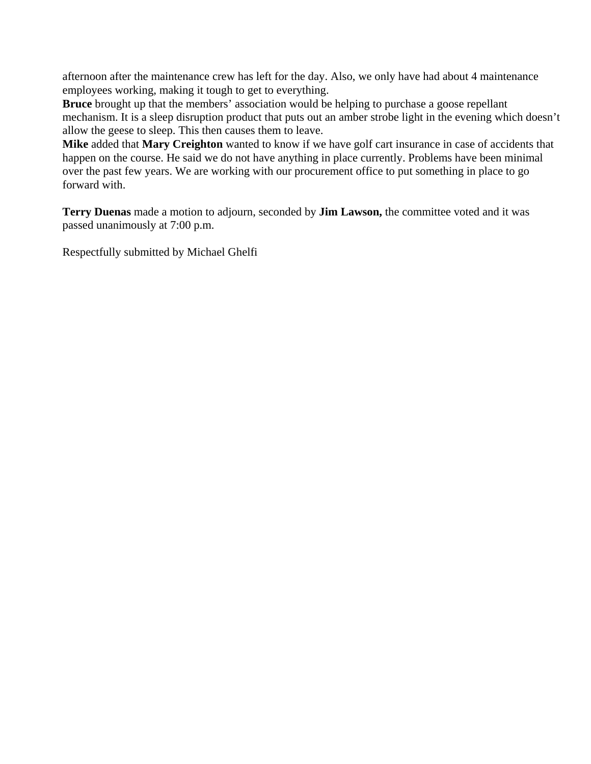afternoon after the maintenance crew has left for the day. Also, we only have had about 4 maintenance employees working, making it tough to get to everything.

**Bruce** brought up that the members' association would be helping to purchase a goose repellant mechanism. It is a sleep disruption product that puts out an amber strobe light in the evening which doesn't allow the geese to sleep. This then causes them to leave.

**Mike** added that **Mary Creighton** wanted to know if we have golf cart insurance in case of accidents that happen on the course. He said we do not have anything in place currently. Problems have been minimal over the past few years. We are working with our procurement office to put something in place to go forward with.

**Terry Duenas** made a motion to adjourn, seconded by **Jim Lawson,** the committee voted and it was passed unanimously at 7:00 p.m.

Respectfully submitted by Michael Ghelfi